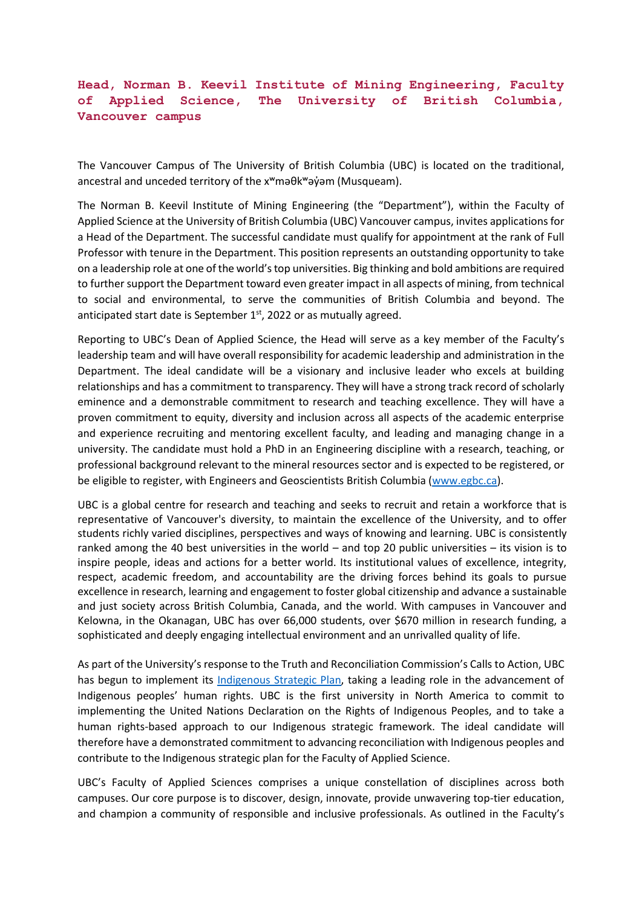# Head, Norman B. Keevil Institute of Mining Engineering, Faculty of Applied Science, The University of British Columbia, Vancouver campus

The Vancouver Campus of The University of British Columbia (UBC) is located on the traditional, ancestral and unceded territory of the xʷməθkʷəy̓əm (Musqueam).

The Norman B. Keevil Institute of Mining Engineering (the "Department"), within the Faculty of Applied Science at the University of British Columbia (UBC) Vancouver campus, invites applications for a Head of the Department. The successful candidate must qualify for appointment at the rank of Full Professor with tenure in the Department. This position represents an outstanding opportunity to take on a leadership role at one of the world's top universities. Big thinking and bold ambitions are required to further support the Department toward even greater impact in all aspects of mining, from technical to social and environmental, to serve the communities of British Columbia and beyond. The anticipated start date is September 1st, 2022 or as mutually agreed.

Reporting to UBC's Dean of Applied Science, the Head will serve as a key member of the Faculty's leadership team and will have overall responsibility for academic leadership and administration in the Department. The ideal candidate will be a visionary and inclusive leader who excels at building relationships and has a commitment to transparency. They will have a strong track record of scholarly eminence and a demonstrable commitment to research and teaching excellence. They will have a proven commitment to equity, diversity and inclusion across all aspects of the academic enterprise and experience recruiting and mentoring excellent faculty, and leading and managing change in a university. The candidate must hold a PhD in an Engineering discipline with a research, teaching, or professional background relevant to the mineral resources sector and is expected to be registered, or be eligible to register, with Engineers and Geoscientists British Columbia ([www.egbc.ca](www.egbc.ca)).

UBC is a global centre for research and teaching and seeks to recruit and retain a workforce that is representative of Vancouver's diversity, to maintain the excellence of the University, and to offer students richly varied disciplines, perspectives and ways of knowing and learning. UBC is consistently ranked among the 40 best universities in the world – and top 20 public universities – its vision is to inspire people, ideas and actions for a better world. Its institutional values of excellence, integrity, respect, academic freedom, and accountability are the driving forces behind its goals to pursue excellence in research, learning and engagement to foster global citizenship and advance a sustainable and just society across British Columbia, Canada, and the world. With campuses in Vancouver and Kelowna, in the Okanagan, UBC has over 66,000 students, over $670 million in research funding, a sophisticated and deeply engaging intellectual environment and an unrivalled quality of life.

As part of the University's response to the Truth and Reconciliation Commission's Calls to Action, UBC has begun to implement its Indigenous Strategic Plan, taking a leading role in the advancement of Indigenous peoples' human rights. UBC is the first university in North America to commit to implementing the United Nations Declaration on the Rights of Indigenous Peoples, and to take a human rights-based approach to our Indigenous strategic framework. The ideal candidate will therefore have a demonstrated commitment to advancing reconciliation with Indigenous peoples and contribute to the Indigenous strategic plan for the Faculty of Applied Science.

UBC's Faculty of Applied Sciences comprises a unique constellation of disciplines across both campuses. Our core purpose is to discover, design, innovate, provide unwavering top-tier education, and champion a community of responsible and inclusive professionals. As outlined in the Faculty's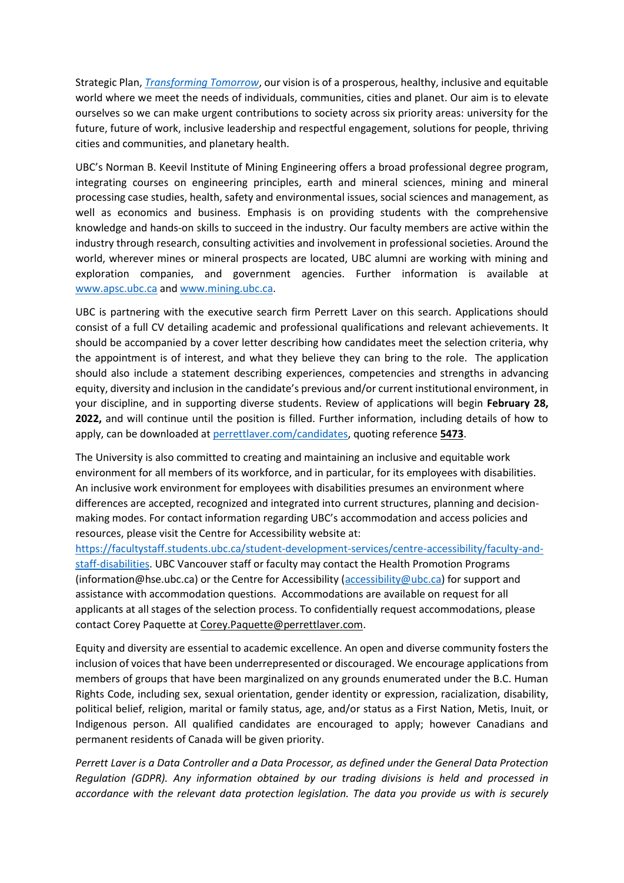Strategic Plan, [*Transforming Tomorrow*](), our vision is of a prosperous, healthy, inclusive and equitable world where we meet the needs of individuals, communities, cities and planet. Our aim is to elevate ourselves so we can make urgent contributions to society across six priority areas: university for the future, future of work, inclusive leadership and respectful engagement, solutions for people, thriving cities and communities, and planetary health.

UBC's Norman B. Keevil Institute of Mining Engineering offers a broad professional degree program, integrating courses on engineering principles, earth and mineral sciences, mining and mineral processing case studies, health, safety and environmental issues, social sciences and management, as well as economics and business. Emphasis is on providing students with the comprehensive knowledge and hands-on skills to succeed in the industry. Our faculty members are active within the industry through research, consulting activities and involvement in professional societies. Around the world, wherever mines or mineral prospects are located, UBC alumni are working with mining and exploration companies, and government agencies. Further information is available at www.apsc.ubc.ca and www.mining.ubc.ca.

UBC is partnering with the executive search firm Perrett Laver on this search. Applications should consist of a full CV detailing academic and professional qualifications and relevant achievements. It should be accompanied by a cover letter describing how candidates meet the selection criteria, why the appointment is of interest, and what they believe they can bring to the role. The application should also include a statement describing experiences, competencies and strengths in advancing equity, diversity and inclusion in the candidate's previous and/or current institutional environment, in your discipline, and in supporting diverse students. Review of applications will begin **February 28, 2022,** and will continue until the position is filled. Further information, including details of how to apply, can be downloaded at perrettlaver.com/candidates, quoting reference **5473**.

The University is also committed to creating and maintaining an inclusive and equitable work environment for all members of its workforce, and in particular, for its employees with disabilities. An inclusive work environment for employees with disabilities presumes an environment where differences are accepted, recognized and integrated into current structures, planning and decision-making modes. For contact information regarding UBC's accommodation and access policies and resources, please visit the Centre for Accessibility website at: https://facultystaff.students.ubc.ca/student-development-services/centre-accessibility/faculty-and-staff-disabilities. UBC Vancouver staff or faculty may contact the Health Promotion Programs (information@hse.ubc.ca) or the Centre for Accessibility (accessibility@ubc.ca) for support and assistance with accommodation questions. Accommodations are available on request for all applicants at all stages of the selection process. To confidentially request accommodations, please contact Corey Paquette at Corey.Paquette@perrettlaver.com.

Equity and diversity are essential to academic excellence. An open and diverse community fosters the inclusion of voices that have been underrepresented or discouraged. We encourage applications from members of groups that have been marginalized on any grounds enumerated under the B.C. Human Rights Code, including sex, sexual orientation, gender identity or expression, racialization, disability, political belief, religion, marital or family status, age, and/or status as a First Nation, Metis, Inuit, or Indigenous person. All qualified candidates are encouraged to apply; however Canadians and permanent residents of Canada will be given priority.

*Perrett Laver is a Data Controller and a Data Processor, as defined under the General Data Protection Regulation (GDPR). Any information obtained by our trading divisions is held and processed in accordance with the relevant data protection legislation. The data you provide us with is securely*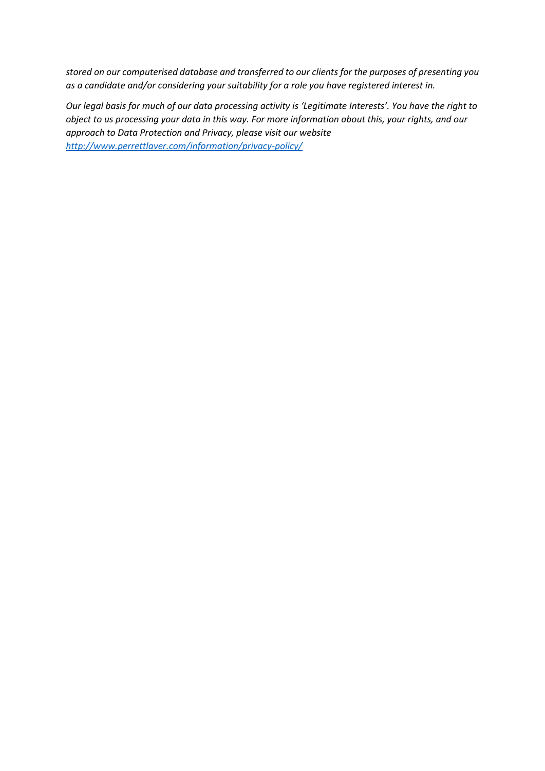*stored on our computerised database and transferred to our clients for the purposes of presenting you as a candidate and/or considering your suitability for a role you have registered interest in.*

*Our legal basis for much of our data processing activity is 'Legitimate Interests'. You have the right to object to us processing your data in this way. For more information about this, your rights, and our approach to Data Protection and Privacy, please visit our website [http://www.perrettlaver.com/information/privacy-policy/](http://www.perrettlaver.com/information/privacy-policy/)*